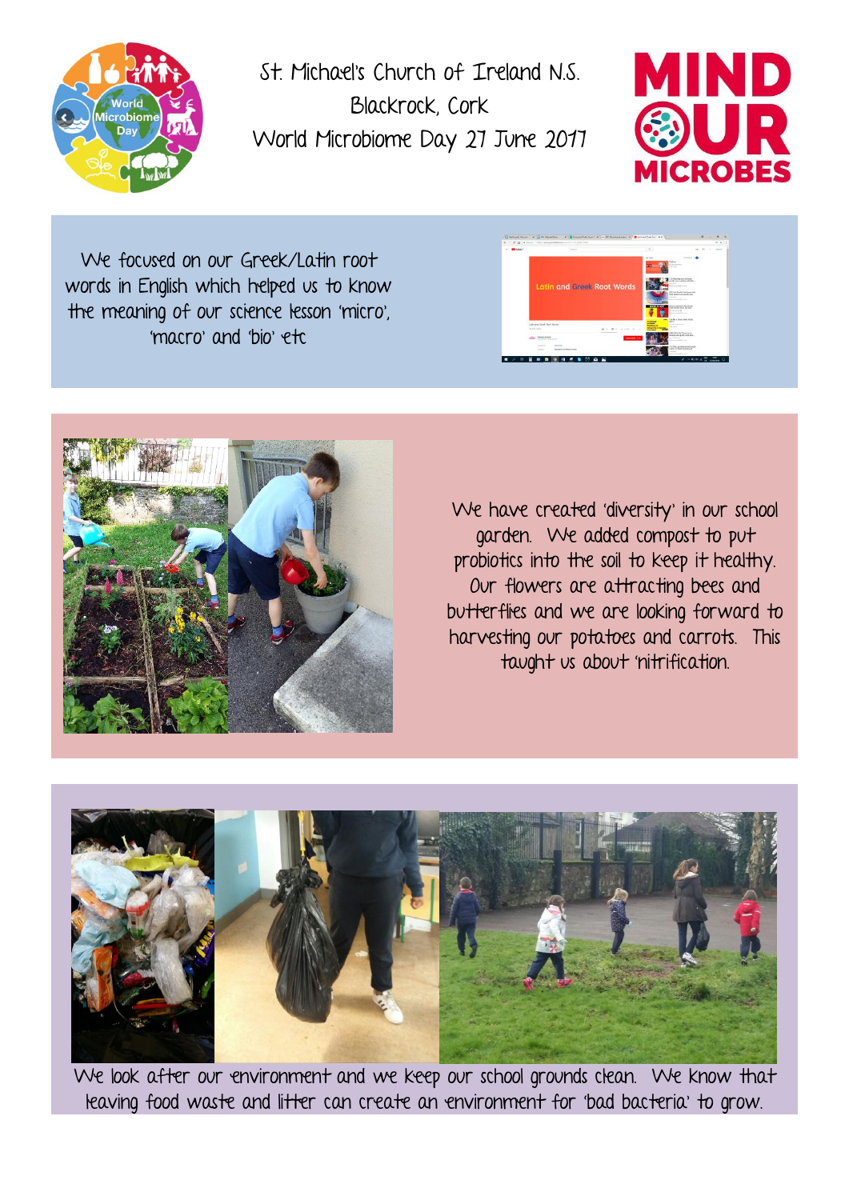# St. Michael's Church of Ireland N.S.

## Blackrock, Cork

## World Microbiome Day 27 June 2017

We focused on our Greek/Latin root words in English which helped us to know the meaning of our science lesson 'micro', 'macro' and 'bio' etc

We have created 'diversity' in our school garden. We added compost to put probiotics into the soil to keep it healthy. Our flowers are attracting bees and butterflies and we are looking forward to harvesting our potatoes and carrots. This taught us about 'nitrification.

We look after our environment and we keep our school grounds clean. We know that leaving food waste and litter can create an environment for 'bad bacteria' to grow.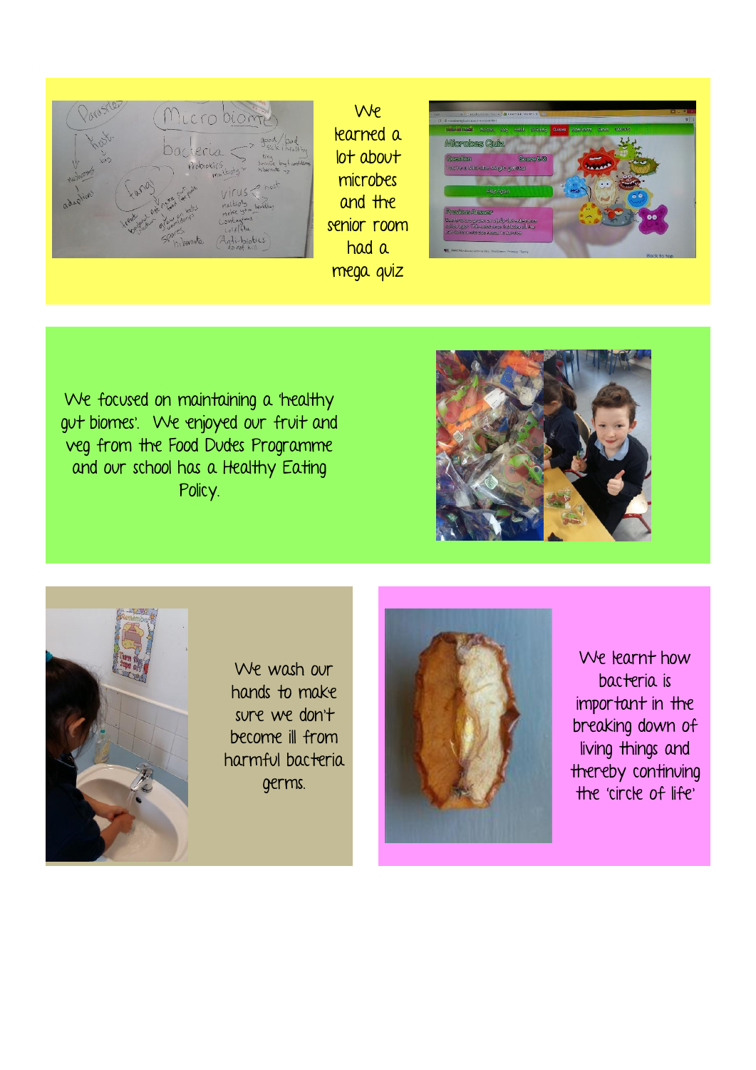We learned a lot about microbes and the senior room had a mega quiz

We focused on maintaining a 'healthy gut biomes'. We enjoyed our fruit and veg from the Food Dudes Programme and our school has a Healthy Eating Policy.

We wash our hands to make sure we don't become ill from harmful bacteria germs.

We learnt how bacteria is important in the breaking down of living things and thereby continuing the 'circle of life'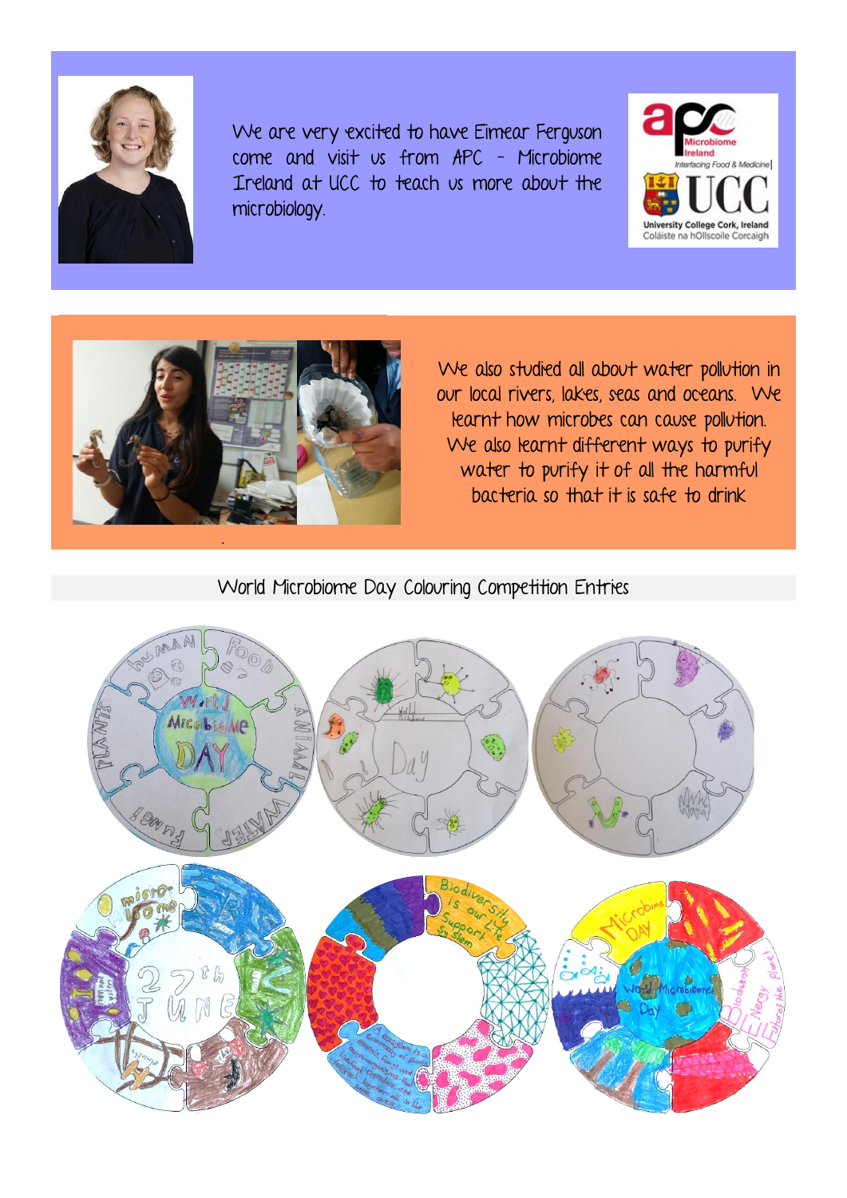We are very excited to have Eimear Ferguson come and visit us from APC - Microbiome Ireland at UCC to teach us more about the microbiology.

We also studied all about water pollution in our local rivers, lakes, seas and oceans. We learnt how microbes can cause pollution. We also learnt different ways to purify water to purify it of all the harmful bacteria so that it is safe to drink

World Microbiome Day Colouring Competition Entries